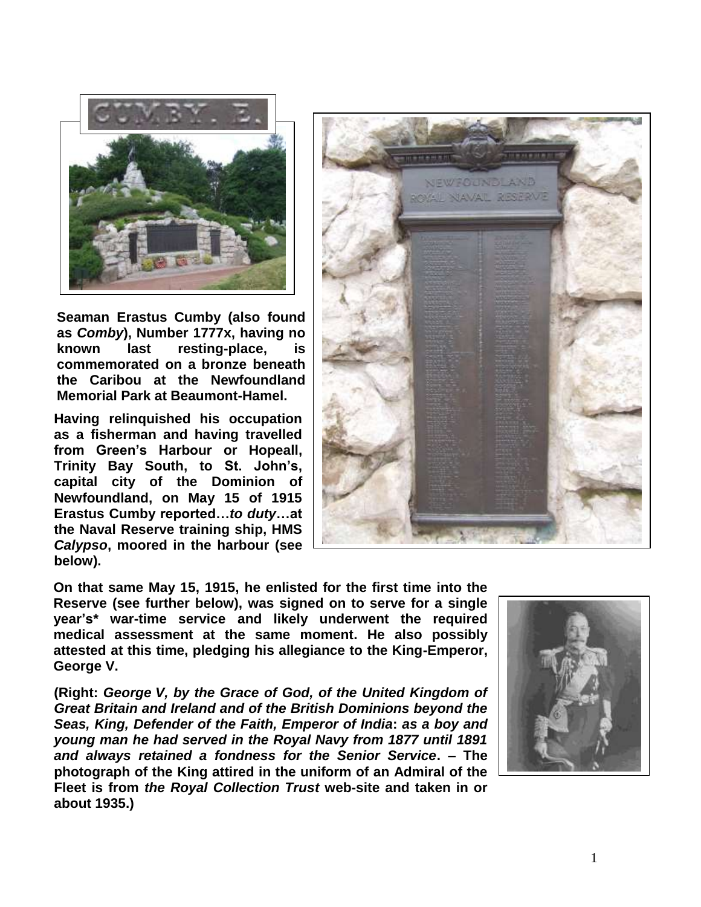Seaman Erastus Cumby (also found as *Comby*), Number 1777x, having no known last resting-place, is commemorated on a bronze beneath the Caribou at the Newfoundland Memorial Park at Beaumont-Hamel.

Having relinquished his occupation as a fisherman and having travelled from Green's Harbour or Hopeall, Trinity Bay South, to St. John's, capital city of the Dominion of Newfoundland, on May 15 of 1915 Erastus Cumby reported…*to duty*…at the Naval Reserve training ship, HMS *Calypso*, moored in the harbour (see below).

On that same May 15, 1915, he enlisted for the first time into the Reserve (see further below), was signed on to serve for a single year's* war-time service and likely underwent the required medical assessment at the same moment. He also possibly attested at this time, pledging his allegiance to the King-Emperor, George V.

(Right: *George V, by the Grace of God, of the United Kingdom of Great Britain and Ireland and of the British Dominions beyond the Seas, King, Defender of the Faith, Emperor of India*: *as a boy and young man he had served in the Royal Navy from 1877 until 1891 and always retained a fondness for the Senior Service*. – The photograph of the King attired in the uniform of an Admiral of the Fleet is from *the Royal Collection Trust* web-site and taken in or about 1935.)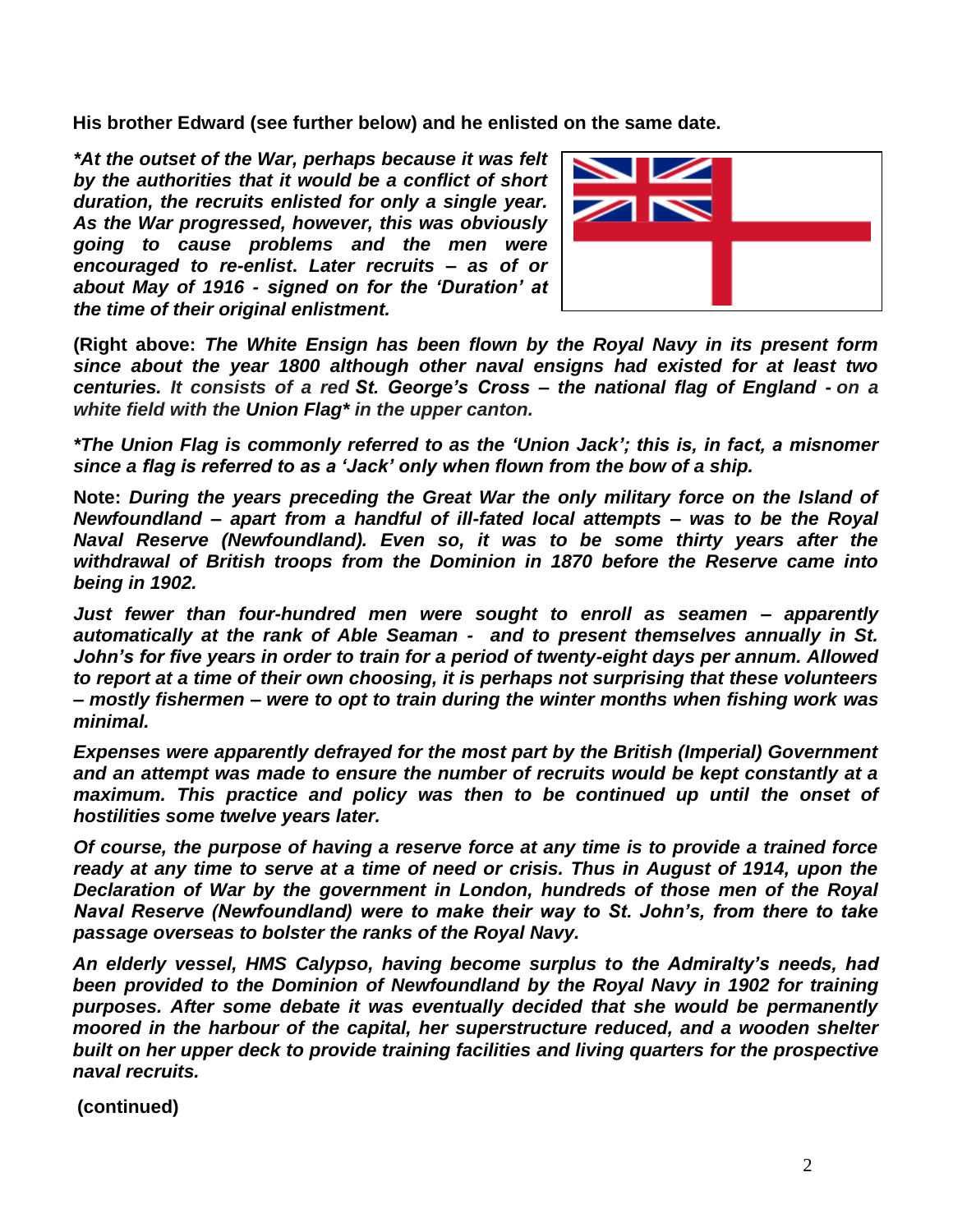**His brother Edward (see further below) and he enlisted on the same date.**

***At the outset of the War, perhaps because it was felt by the authorities that it would be a conflict of short duration, the recruits enlisted for only a single year. As the War progressed, however, this was obviously going to cause problems and the men were encouraged to re-enlist. Later recruits – as of or about May of 1916 - signed on for the 'Duration' at the time of their original enlistment.***

**(Right above:** ***The White Ensign has been flown by the Royal Navy in its present form since about the year 1800 although other naval ensigns had existed for at least two centuries. It consists of a red St. George's Cross – the national flag of England - on a white field with the Union Flag* in the upper canton.***

***The Union Flag is commonly referred to as the 'Union Jack'; this is, in fact, a misnomer since a flag is referred to as a 'Jack' only when flown from the bow of a ship.***

**Note:** ***During the years preceding the Great War the only military force on the Island of Newfoundland – apart from a handful of ill-fated local attempts – was to be the Royal Naval Reserve (Newfoundland). Even so, it was to be some thirty years after the withdrawal of British troops from the Dominion in 1870 before the Reserve came into being in 1902.***

***Just fewer than four-hundred men were sought to enroll as seamen – apparently automatically at the rank of Able Seaman - and to present themselves annually in St. John's for five years in order to train for a period of twenty-eight days per annum. Allowed to report at a time of their own choosing, it is perhaps not surprising that these volunteers – mostly fishermen – were to opt to train during the winter months when fishing work was minimal.***

***Expenses were apparently defrayed for the most part by the British (Imperial) Government and an attempt was made to ensure the number of recruits would be kept constantly at a maximum. This practice and policy was then to be continued up until the onset of hostilities some twelve years later.***

***Of course, the purpose of having a reserve force at any time is to provide a trained force ready at any time to serve at a time of need or crisis. Thus in August of 1914, upon the Declaration of War by the government in London, hundreds of those men of the Royal Naval Reserve (Newfoundland) were to make their way to St. John's, from there to take passage overseas to bolster the ranks of the Royal Navy.***

***An elderly vessel, HMS Calypso, having become surplus to the Admiralty's needs, had been provided to the Dominion of Newfoundland by the Royal Navy in 1902 for training purposes. After some debate it was eventually decided that she would be permanently moored in the harbour of the capital, her superstructure reduced, and a wooden shelter built on her upper deck to provide training facilities and living quarters for the prospective naval recruits.***

**(continued)**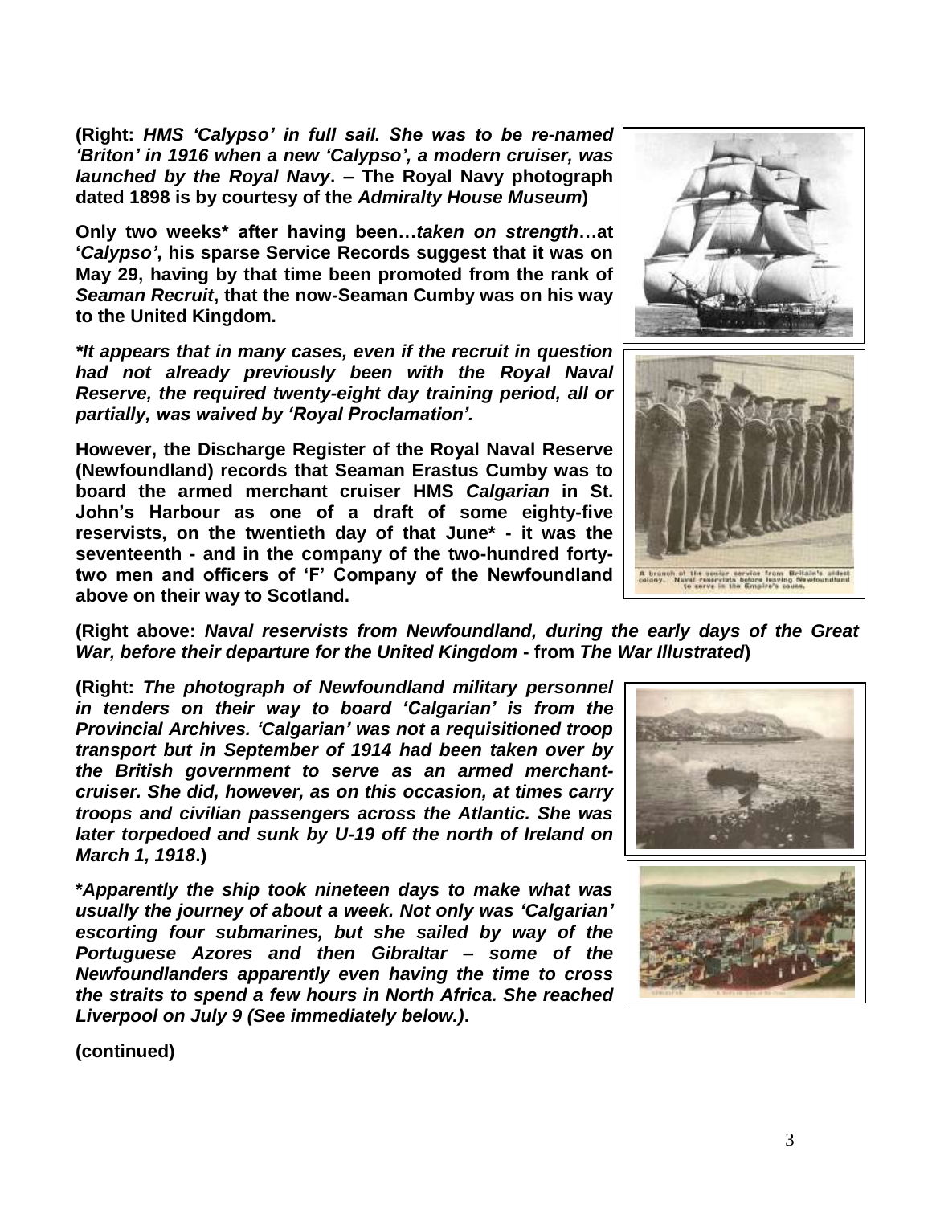**(Right: *HMS 'Calypso' in full sail. She was to be re-named 'Briton' in 1916 when a new 'Calypso', a modern cruiser, was launched by the Royal Navy*. – The Royal Navy photograph dated 1898 is by courtesy of the *Admiralty House Museum*)**

**Only two weeks* after having been…*taken on strength*…at '*Calypso'*, his sparse Service Records suggest that it was on May 29, having by that time been promoted from the rank of *Seaman Recruit*, that the now-Seaman Cumby was on his way to the United Kingdom.**

***It appears that in many cases, even if the recruit in question had not already previously been with the Royal Naval Reserve, the required twenty-eight day training period, all or partially, was waived by 'Royal Proclamation'.***

**However, the Discharge Register of the Royal Naval Reserve (Newfoundland) records that Seaman Erastus Cumby was to board the armed merchant cruiser HMS *Calgarian* in St. John's Harbour as one of a draft of some eighty-five reservists, on the twentieth day of that June* - it was the seventeenth - and in the company of the two-hundred forty-two men and officers of 'F' Company of the Newfoundland above on their way to Scotland.**

A branch of the senior service from Britain's oldest colony. Naval reservists before leaving Newfoundland to serve in the Empire's cause.

**(Right above: *Naval reservists from Newfoundland, during the early days of the Great War, before their departure for the United Kingdom* - from *The War Illustrated*)**

**(Right: *The photograph of Newfoundland military personnel in tenders on their way to board 'Calgarian' is from the Provincial Archives. 'Calgarian' was not a requisitioned troop transport but in September of 1914 had been taken over by the British government to serve as an armed merchant-cruiser. She did, however, as on this occasion, at times carry troops and civilian passengers across the Atlantic. She was later torpedoed and sunk by U-19 off the north of Ireland on March 1, 1918*.)**

***Apparently the ship took nineteen days to make what was usually the journey of about a week. Not only was 'Calgarian' escorting four submarines, but she sailed by way of the Portuguese Azores and then Gibraltar – some of the Newfoundlanders apparently even having the time to cross the straits to spend a few hours in North Africa. She reached Liverpool on July 9 (See immediately below.)*.**

**(continued)**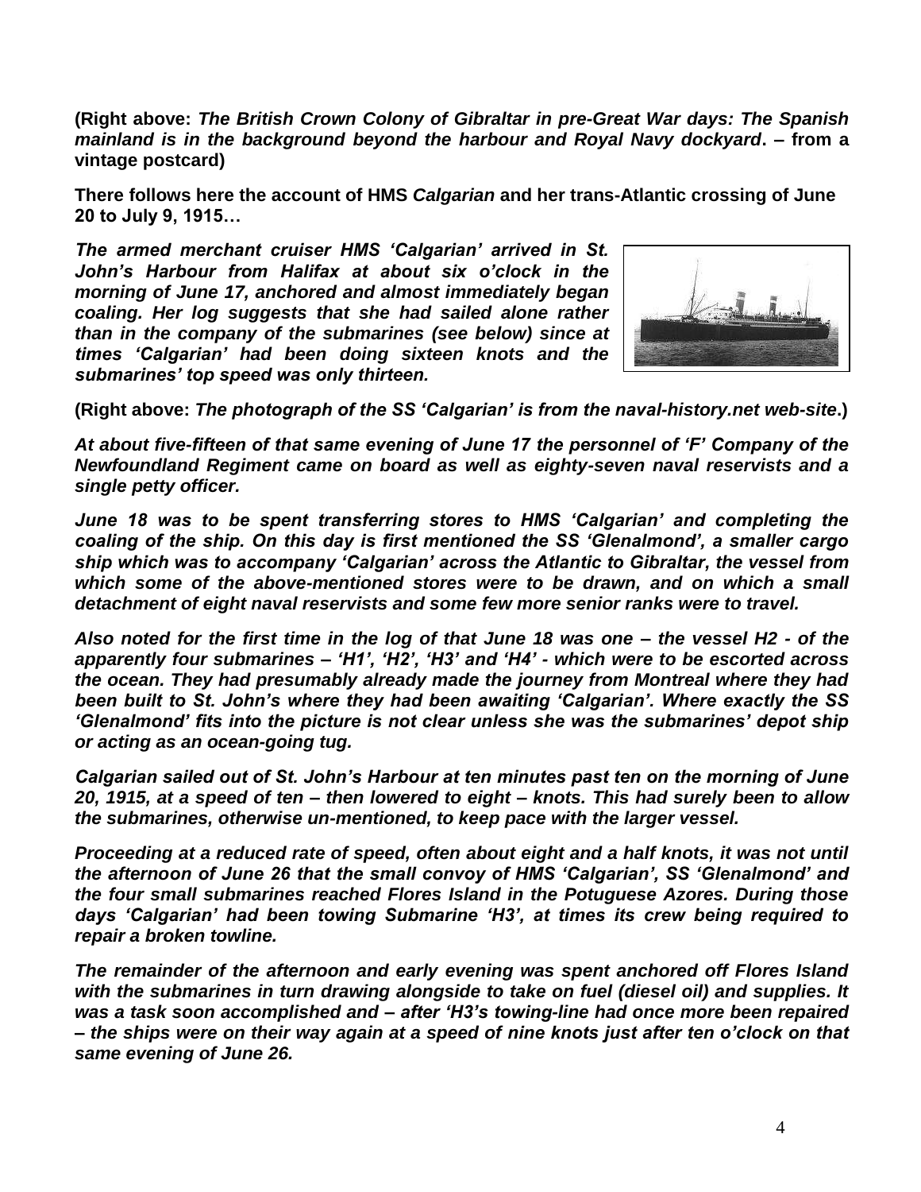**(Right above: *The British Crown Colony of Gibraltar in pre-Great War days: The Spanish mainland is in the background beyond the harbour and Royal Navy dockyard*. – from a vintage postcard)**

**There follows here the account of HMS *Calgarian* and her trans-Atlantic crossing of June 20 to July 9, 1915…**

***The armed merchant cruiser HMS 'Calgarian' arrived in St. John's Harbour from Halifax at about six o'clock in the morning of June 17, anchored and almost immediately began coaling. Her log suggests that she had sailed alone rather than in the company of the submarines (see below) since at times 'Calgarian' had been doing sixteen knots and the submarines' top speed was only thirteen.***

**(Right above: *The photograph of the SS 'Calgarian' is from the naval-history.net web-site*.)**

***At about five-fifteen of that same evening of June 17 the personnel of 'F' Company of the Newfoundland Regiment came on board as well as eighty-seven naval reservists and a single petty officer.***

***June 18 was to be spent transferring stores to HMS 'Calgarian' and completing the coaling of the ship. On this day is first mentioned the SS 'Glenalmond', a smaller cargo ship which was to accompany 'Calgarian' across the Atlantic to Gibraltar, the vessel from which some of the above-mentioned stores were to be drawn, and on which a small detachment of eight naval reservists and some few more senior ranks were to travel.***

***Also noted for the first time in the log of that June 18 was one – the vessel H2 - of the apparently four submarines – 'H1', 'H2', 'H3' and 'H4' - which were to be escorted across the ocean. They had presumably already made the journey from Montreal where they had been built to St. John's where they had been awaiting 'Calgarian'. Where exactly the SS 'Glenalmond' fits into the picture is not clear unless she was the submarines' depot ship or acting as an ocean-going tug.***

***Calgarian sailed out of St. John's Harbour at ten minutes past ten on the morning of June 20, 1915, at a speed of ten – then lowered to eight – knots. This had surely been to allow the submarines, otherwise un-mentioned, to keep pace with the larger vessel.***

***Proceeding at a reduced rate of speed, often about eight and a half knots, it was not until the afternoon of June 26 that the small convoy of HMS 'Calgarian', SS 'Glenalmond' and the four small submarines reached Flores Island in the Potuguese Azores. During those days 'Calgarian' had been towing Submarine 'H3', at times its crew being required to repair a broken towline.***

***The remainder of the afternoon and early evening was spent anchored off Flores Island with the submarines in turn drawing alongside to take on fuel (diesel oil) and supplies. It was a task soon accomplished and – after 'H3's towing-line had once more been repaired – the ships were on their way again at a speed of nine knots just after ten o'clock on that same evening of June 26.***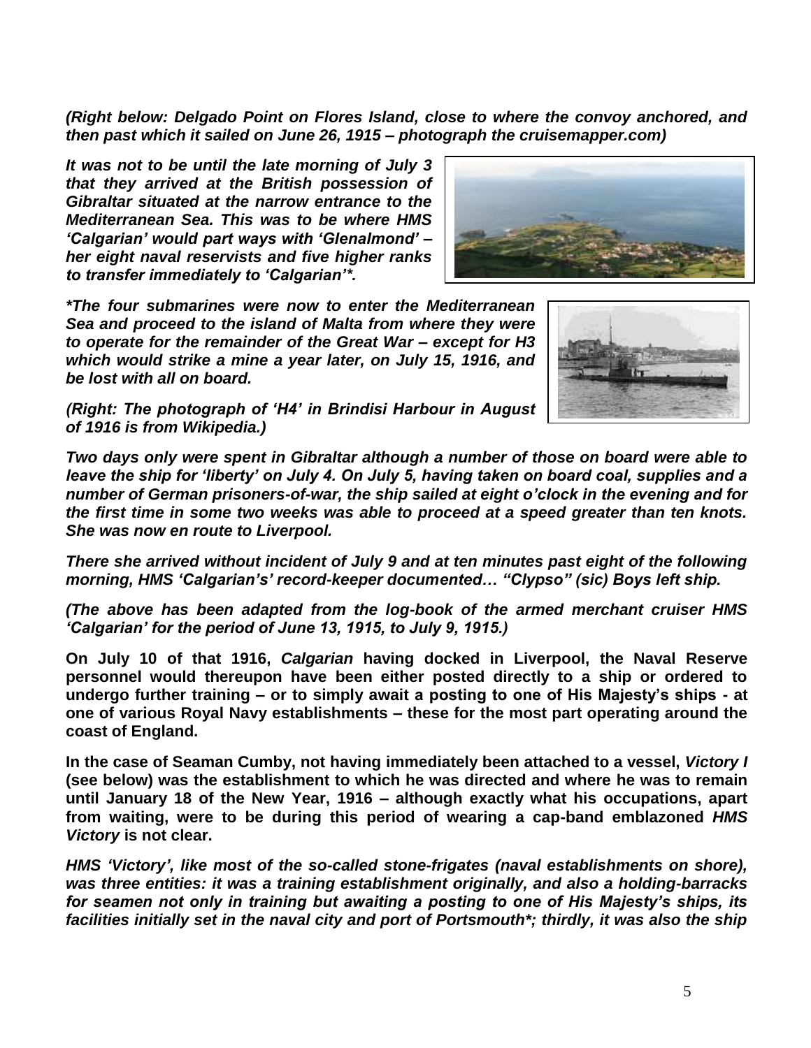*(Right below: Delgado Point on Flores Island, close to where the convoy anchored, and then past which it sailed on June 26, 1915 – photograph the cruisemapper.com)*

*It was not to be until the late morning of July 3 that they arrived at the British possession of Gibraltar situated at the narrow entrance to the Mediterranean Sea. This was to be where HMS 'Calgarian' would part ways with 'Glenalmond' – her eight naval reservists and five higher ranks to transfer immediately to 'Calgarian'\*.*

*\*The four submarines were now to enter the Mediterranean Sea and proceed to the island of Malta from where they were to operate for the remainder of the Great War – except for H3 which would strike a mine a year later, on July 15, 1916, and be lost with all on board.*

*(Right: The photograph of 'H4' in Brindisi Harbour in August of 1916 is from Wikipedia.)*

*Two days only were spent in Gibraltar although a number of those on board were able to leave the ship for 'liberty' on July 4. On July 5, having taken on board coal, supplies and a number of German prisoners-of-war, the ship sailed at eight o'clock in the evening and for the first time in some two weeks was able to proceed at a speed greater than ten knots. She was now en route to Liverpool.*

*There she arrived without incident of July 9 and at ten minutes past eight of the following morning, HMS 'Calgarian's' record-keeper documented… "Clypso" (sic) Boys left ship.*

*(The above has been adapted from the log-book of the armed merchant cruiser HMS 'Calgarian' for the period of June 13, 1915, to July 9, 1915.)*

**On July 10 of that 1916, *Calgarian* having docked in Liverpool, the Naval Reserve personnel would thereupon have been either posted directly to a ship or ordered to undergo further training – or to simply await a posting to one of His Majesty's ships - at one of various Royal Navy establishments – these for the most part operating around the coast of England.**

**In the case of Seaman Cumby, not having immediately been attached to a vessel, *Victory I* (see below) was the establishment to which he was directed and where he was to remain until January 18 of the New Year, 1916 – although exactly what his occupations, apart from waiting, were to be during this period of wearing a cap-band emblazoned *HMS Victory* is not clear.**

*HMS 'Victory', like most of the so-called stone-frigates (naval establishments on shore), was three entities: it was a training establishment originally, and also a holding-barracks for seamen not only in training but awaiting a posting to one of His Majesty's ships, its facilities initially set in the naval city and port of Portsmouth\*; thirdly, it was also the ship*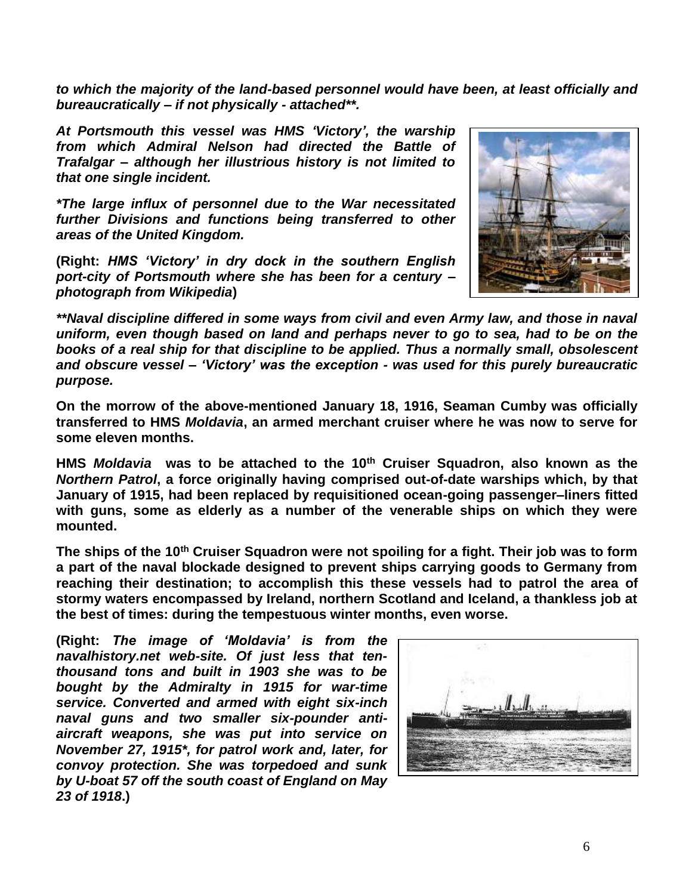*to which the majority of the land-based personnel would have been, at least officially and bureaucratically – if not physically - attached\*\*.*

*At Portsmouth this vessel was HMS 'Victory', the warship from which Admiral Nelson had directed the Battle of Trafalgar – although her illustrious history is not limited to that one single incident.*

*\*The large influx of personnel due to the War necessitated further Divisions and functions being transferred to other areas of the United Kingdom.*

**(Right:** ***HMS 'Victory' in dry dock in the southern English port-city of Portsmouth where she has been for a century – photograph from Wikipedia*****)**

*\*\*Naval discipline differed in some ways from civil and even Army law, and those in naval uniform, even though based on land and perhaps never to go to sea, had to be on the books of a real ship for that discipline to be applied. Thus a normally small, obsolescent and obscure vessel – 'Victory' was the exception - was used for this purely bureaucratic purpose.*

**On the morrow of the above-mentioned January 18, 1916, Seaman Cumby was officially transferred to HMS *Moldavia*, an armed merchant cruiser where he was now to serve for some eleven months.**

**HMS *Moldavia* was to be attached to the 10th Cruiser Squadron, also known as the *Northern Patrol*, a force originally having comprised out-of-date warships which, by that January of 1915, had been replaced by requisitioned ocean-going passenger–liners fitted with guns, some as elderly as a number of the venerable ships on which they were mounted.**

**The ships of the 10th Cruiser Squadron were not spoiling for a fight. Their job was to form a part of the naval blockade designed to prevent ships carrying goods to Germany from reaching their destination; to accomplish this these vessels had to patrol the area of stormy waters encompassed by Ireland, northern Scotland and Iceland, a thankless job at the best of times: during the tempestuous winter months, even worse.**

**(Right:** ***The image of 'Moldavia' is from the navalhistory.net web-site. Of just less that ten-thousand tons and built in 1903 she was to be bought by the Admiralty in 1915 for war-time service. Converted and armed with eight six-inch naval guns and two smaller six-pounder anti-aircraft weapons, she was put into service on November 27, 1915\*, for patrol work and, later, for convoy protection. She was torpedoed and sunk by U-boat 57 off the south coast of England on May 23 of 1918*****.)**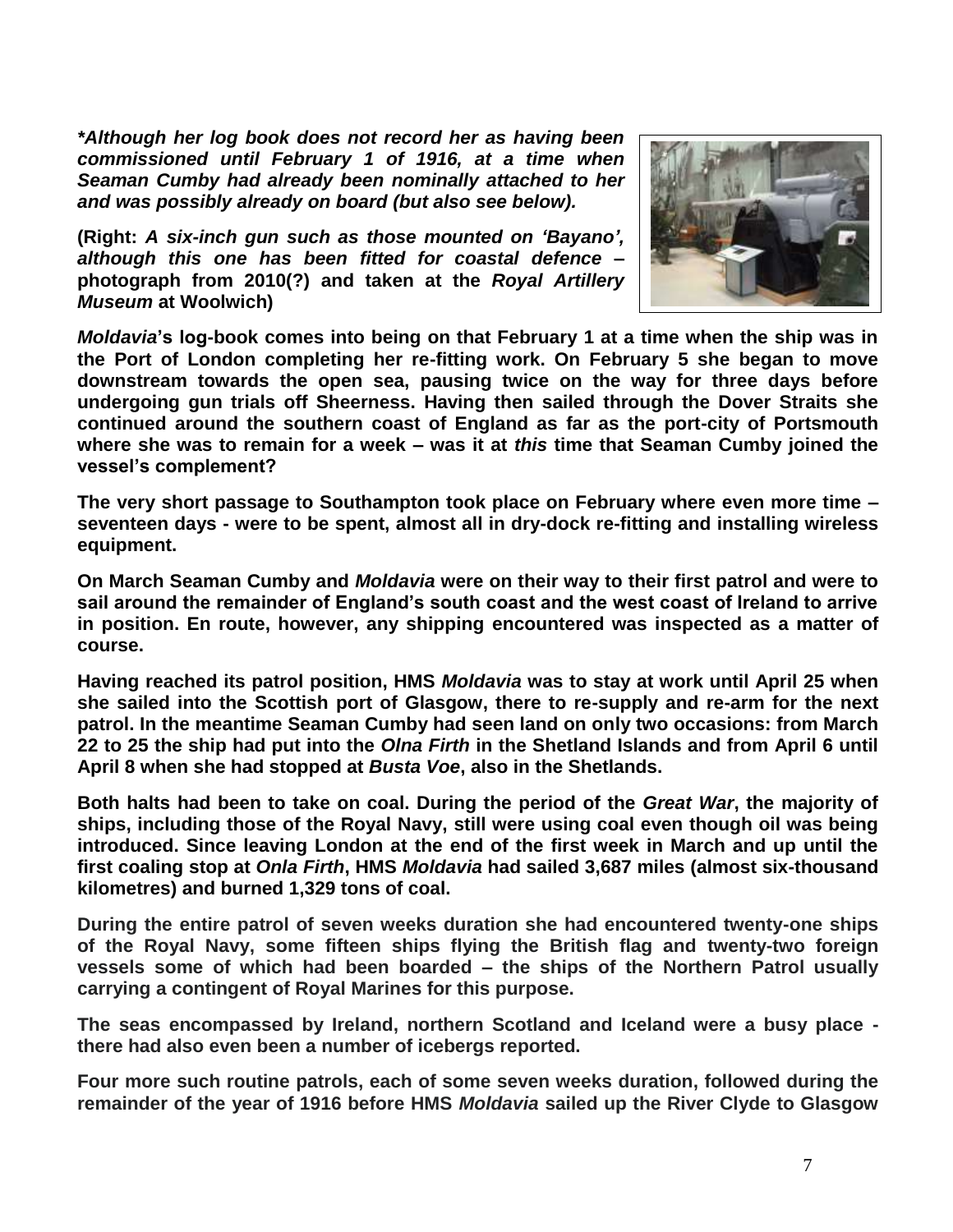***Although her log book does not record her as having been commissioned until February 1 of 1916, at a time when Seaman Cumby had already been nominally attached to her and was possibly already on board (but also see below).***

**(Right: *A six-inch gun such as those mounted on 'Bayano', although this one has been fitted for coastal defence* – photograph from 2010(?) and taken at the *Royal Artillery Museum* at Woolwich)**

***Moldavia*'s log-book comes into being on that February 1 at a time when the ship was in the Port of London completing her re-fitting work. On February 5 she began to move downstream towards the open sea, pausing twice on the way for three days before undergoing gun trials off Sheerness. Having then sailed through the Dover Straits she continued around the southern coast of England as far as the port-city of Portsmouth where she was to remain for a week – was it at *this* time that Seaman Cumby joined the vessel's complement?**

**The very short passage to Southampton took place on February where even more time – seventeen days - were to be spent, almost all in dry-dock re-fitting and installing wireless equipment.**

**On March Seaman Cumby and *Moldavia* were on their way to their first patrol and were to sail around the remainder of England's south coast and the west coast of Ireland to arrive in position. En route, however, any shipping encountered was inspected as a matter of course.**

**Having reached its patrol position, HMS *Moldavia* was to stay at work until April 25 when she sailed into the Scottish port of Glasgow, there to re-supply and re-arm for the next patrol. In the meantime Seaman Cumby had seen land on only two occasions: from March 22 to 25 the ship had put into the *Olna Firth* in the Shetland Islands and from April 6 until April 8 when she had stopped at *Busta Voe*, also in the Shetlands.**

**Both halts had been to take on coal. During the period of the *Great War*, the majority of ships, including those of the Royal Navy, still were using coal even though oil was being introduced. Since leaving London at the end of the first week in March and up until the first coaling stop at *Onla Firth*, HMS *Moldavia* had sailed 3,687 miles (almost six-thousand kilometres) and burned 1,329 tons of coal.**

**During the entire patrol of seven weeks duration she had encountered twenty-one ships of the Royal Navy, some fifteen ships flying the British flag and twenty-two foreign vessels some of which had been boarded – the ships of the Northern Patrol usually carrying a contingent of Royal Marines for this purpose.**

**The seas encompassed by Ireland, northern Scotland and Iceland were a busy place - there had also even been a number of icebergs reported.**

**Four more such routine patrols, each of some seven weeks duration, followed during the remainder of the year of 1916 before HMS *Moldavia* sailed up the River Clyde to Glasgow**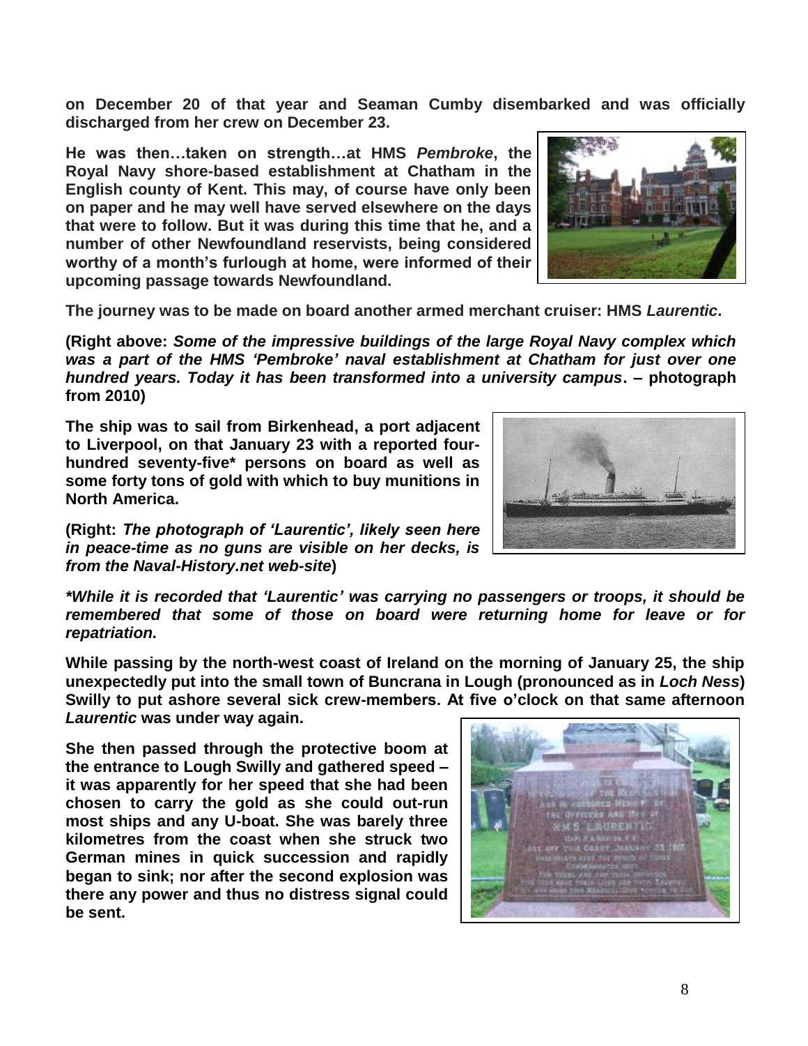**on December 20 of that year and Seaman Cumby disembarked and was officially discharged from her crew on December 23.**

**He was then…taken on strength…at HMS *Pembroke*, the Royal Navy shore-based establishment at Chatham in the English county of Kent. This may, of course have only been on paper and he may well have served elsewhere on the days that were to follow. But it was during this time that he, and a number of other Newfoundland reservists, being considered worthy of a month's furlough at home, were informed of their upcoming passage towards Newfoundland.**

**The journey was to be made on board another armed merchant cruiser: HMS *Laurentic*.**

**(Right above: *Some of the impressive buildings of the large Royal Navy complex which was a part of the HMS 'Pembroke' naval establishment at Chatham for just over one hundred years. Today it has been transformed into a university campus*. – photograph from 2010)**

**The ship was to sail from Birkenhead, a port adjacent to Liverpool, on that January 23 with a reported four-hundred seventy-five\* persons on board as well as some forty tons of gold with which to buy munitions in North America.**

**(Right: *The photograph of 'Laurentic', likely seen here in peace-time as no guns are visible on her decks, is from the Naval-History.net web-site*)**

***\*While it is recorded that 'Laurentic' was carrying no passengers or troops, it should be remembered that some of those on board were returning home for leave or for repatriation.***

**While passing by the north-west coast of Ireland on the morning of January 25, the ship unexpectedly put into the small town of Buncrana in Lough (pronounced as in *Loch Ness*) Swilly to put ashore several sick crew-members. At five o'clock on that same afternoon *Laurentic* was under way again.**

**She then passed through the protective boom at the entrance to Lough Swilly and gathered speed – it was apparently for her speed that she had been chosen to carry the gold as she could out-run most ships and any U-boat. She was barely three kilometres from the coast when she struck two German mines in quick succession and rapidly began to sink; nor after the second explosion was there any power and thus no distress signal could be sent.**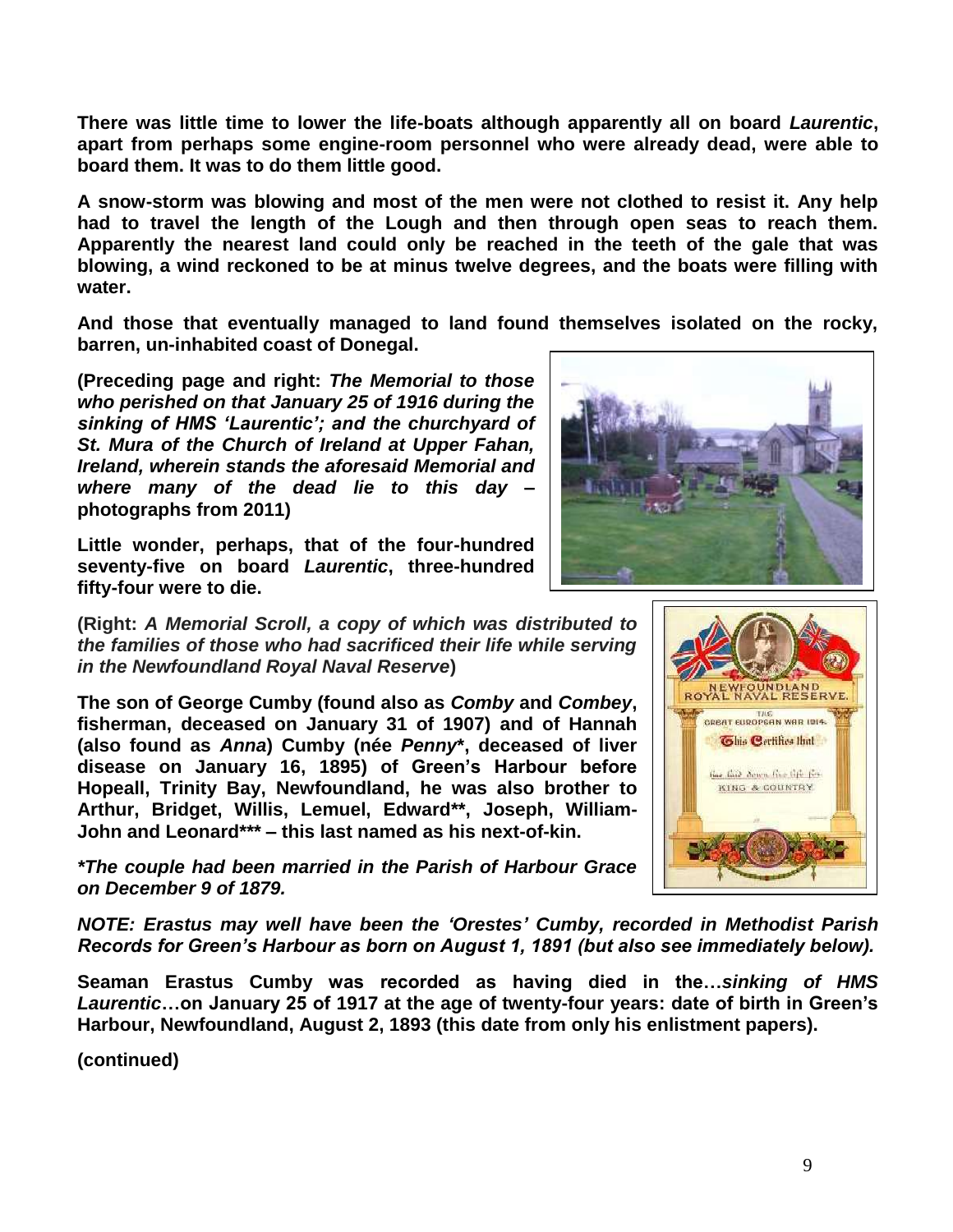**There was little time to lower the life-boats although apparently all on board *Laurentic*, apart from perhaps some engine-room personnel who were already dead, were able to board them. It was to do them little good.**

**A snow-storm was blowing and most of the men were not clothed to resist it. Any help had to travel the length of the Lough and then through open seas to reach them. Apparently the nearest land could only be reached in the teeth of the gale that was blowing, a wind reckoned to be at minus twelve degrees, and the boats were filling with water.**

**And those that eventually managed to land found themselves isolated on the rocky, barren, un-inhabited coast of Donegal.**

**(Preceding page and right: *The Memorial to those who perished on that January 25 of 1916 during the sinking of HMS 'Laurentic'; and the churchyard of St. Mura of the Church of Ireland at Upper Fahan, Ireland, wherein stands the aforesaid Memorial and where many of the dead lie to this day* – photographs from 2011)**

**Little wonder, perhaps, that of the four-hundred seventy-five on board *Laurentic*, three-hundred fifty-four were to die.**

**(Right: *A Memorial Scroll, a copy of which was distributed to the families of those who had sacrificed their life while serving in the Newfoundland Royal Naval Reserve*)**

**The son of George Cumby (found also as *Comby* and *Combey*, fisherman, deceased on January 31 of 1907) and of Hannah (also found as *Anna*) Cumby (née *Penny*\*, deceased of liver disease on January 16, 1895) of Green's Harbour before Hopeall, Trinity Bay, Newfoundland, he was also brother to Arthur, Bridget, Willis, Lemuel, Edward\*\*, Joseph, William-John and Leonard\*\*\* – this last named as his next-of-kin.**

***\*The couple had been married in the Parish of Harbour Grace on December 9 of 1879.***

***NOTE: Erastus may well have been the 'Orestes' Cumby, recorded in Methodist Parish Records for Green's Harbour as born on August 1, 1891 (but also see immediately below).***

**Seaman Erastus Cumby was recorded as having died in the…*sinking of HMS Laurentic*…on January 25 of 1917 at the age of twenty-four years: date of birth in Green's Harbour, Newfoundland, August 2, 1893 (this date from only his enlistment papers).**

**(continued)**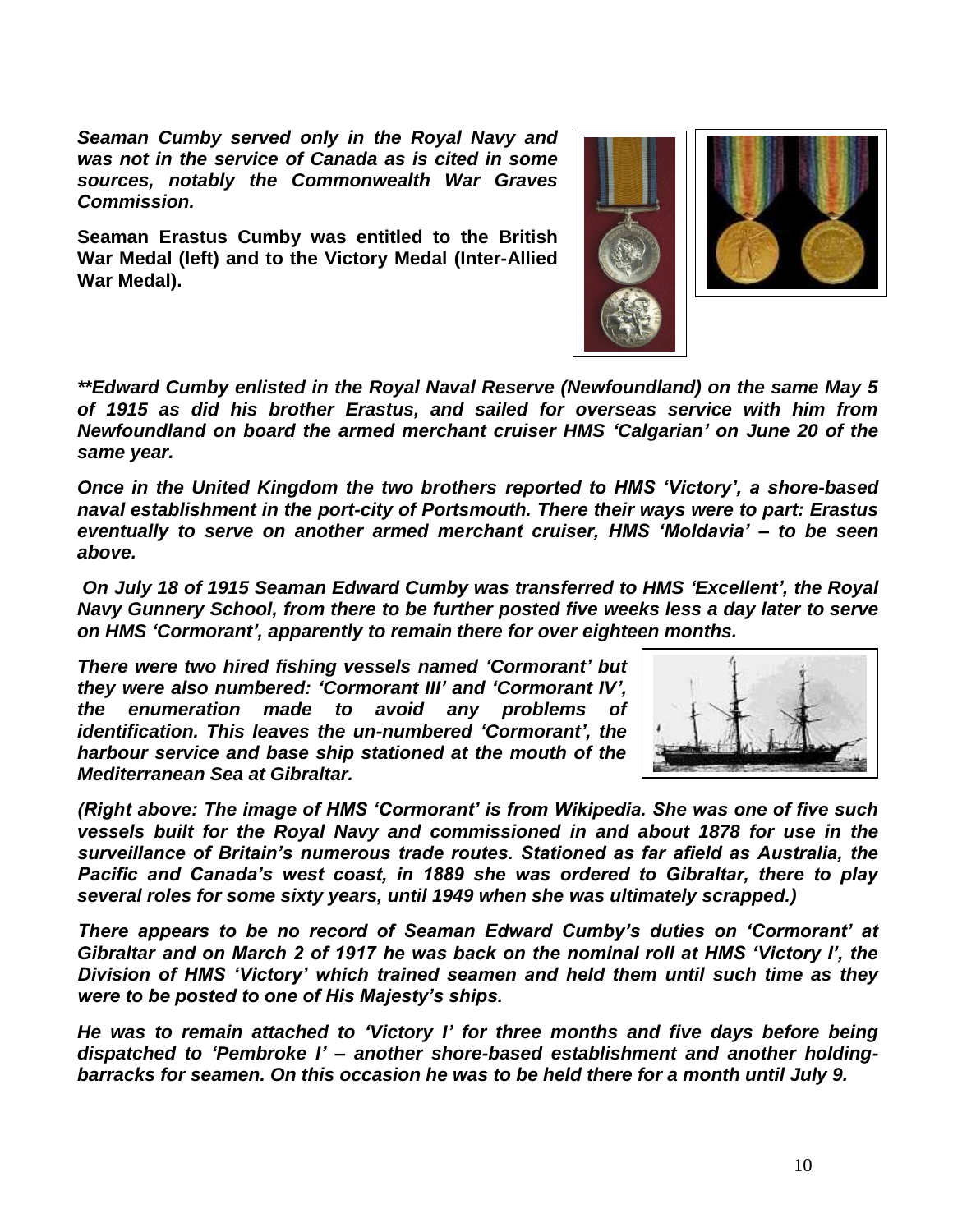***Seaman Cumby served only in the Royal Navy and was not in the service of Canada as is cited in some sources, notably the Commonwealth War Graves Commission.***

**Seaman Erastus Cumby was entitled to the British War Medal (left) and to the Victory Medal (Inter-Allied War Medal).**

***\*\*Edward Cumby enlisted in the Royal Naval Reserve (Newfoundland) on the same May 5 of 1915 as did his brother Erastus, and sailed for overseas service with him from Newfoundland on board the armed merchant cruiser HMS 'Calgarian' on June 20 of the same year.***

***Once in the United Kingdom the two brothers reported to HMS 'Victory', a shore-based naval establishment in the port-city of Portsmouth. There their ways were to part: Erastus eventually to serve on another armed merchant cruiser, HMS 'Moldavia' – to be seen above.***

***On July 18 of 1915 Seaman Edward Cumby was transferred to HMS 'Excellent', the Royal Navy Gunnery School, from there to be further posted five weeks less a day later to serve on HMS 'Cormorant', apparently to remain there for over eighteen months.***

***There were two hired fishing vessels named 'Cormorant' but they were also numbered: 'Cormorant III' and 'Cormorant IV', the enumeration made to avoid any problems of identification. This leaves the un-numbered 'Cormorant', the harbour service and base ship stationed at the mouth of the Mediterranean Sea at Gibraltar.***

***(Right above: The image of HMS 'Cormorant' is from Wikipedia. She was one of five such vessels built for the Royal Navy and commissioned in and about 1878 for use in the surveillance of Britain's numerous trade routes. Stationed as far afield as Australia, the Pacific and Canada's west coast, in 1889 she was ordered to Gibraltar, there to play several roles for some sixty years, until 1949 when she was ultimately scrapped.)***

***There appears to be no record of Seaman Edward Cumby's duties on 'Cormorant' at Gibraltar and on March 2 of 1917 he was back on the nominal roll at HMS 'Victory I', the Division of HMS 'Victory' which trained seamen and held them until such time as they were to be posted to one of His Majesty's ships.***

***He was to remain attached to 'Victory I' for three months and five days before being dispatched to 'Pembroke I' – another shore-based establishment and another holding-barracks for seamen. On this occasion he was to be held there for a month until July 9.***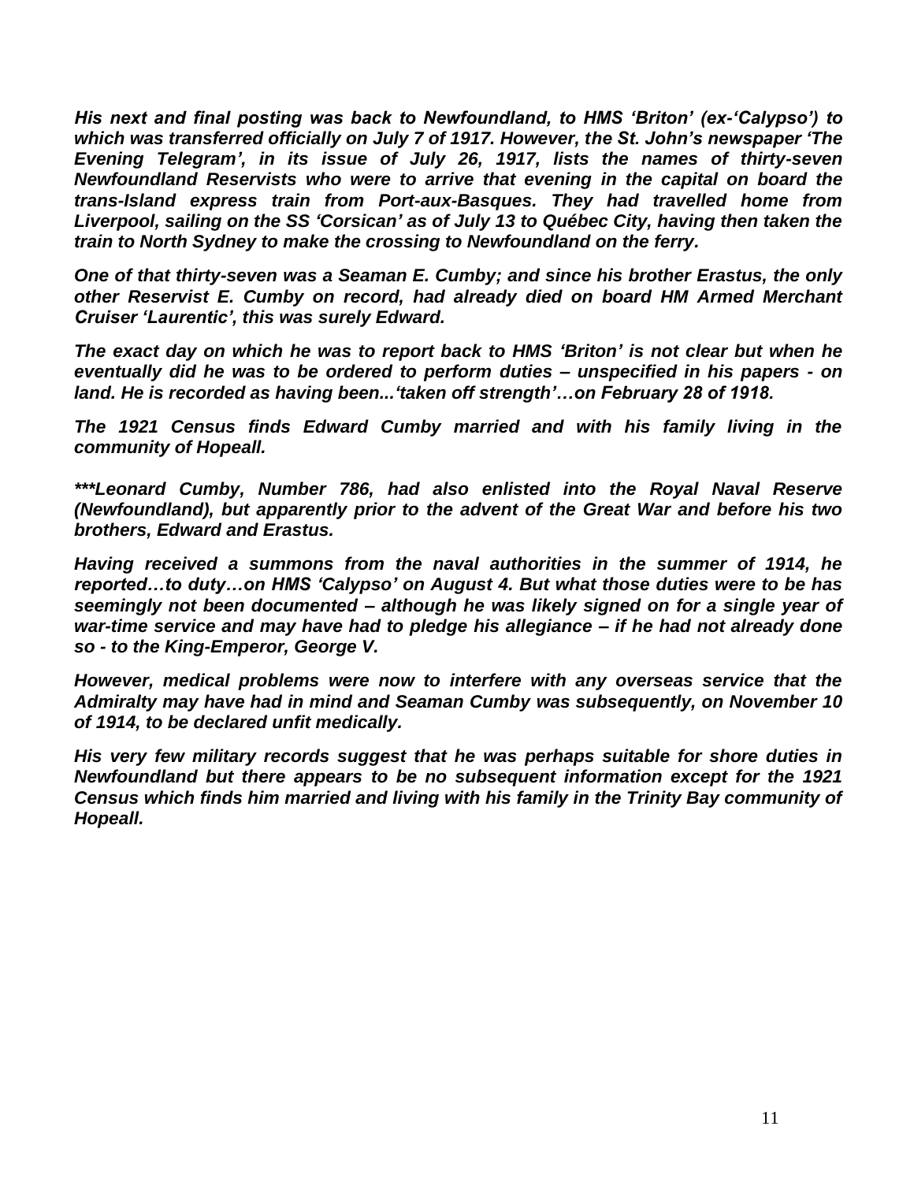*His next and final posting was back to Newfoundland, to HMS 'Briton' (ex-'Calypso') to which was transferred officially on July 7 of 1917. However, the St. John's newspaper 'The Evening Telegram', in its issue of July 26, 1917, lists the names of thirty-seven Newfoundland Reservists who were to arrive that evening in the capital on board the trans-Island express train from Port-aux-Basques. They had travelled home from Liverpool, sailing on the SS 'Corsican' as of July 13 to Québec City, having then taken the train to North Sydney to make the crossing to Newfoundland on the ferry.*

*One of that thirty-seven was a Seaman E. Cumby; and since his brother Erastus, the only other Reservist E. Cumby on record, had already died on board HM Armed Merchant Cruiser 'Laurentic', this was surely Edward.*

*The exact day on which he was to report back to HMS 'Briton' is not clear but when he eventually did he was to be ordered to perform duties – unspecified in his papers - on land. He is recorded as having been...'taken off strength'…on February 28 of 1918.*

*The 1921 Census finds Edward Cumby married and with his family living in the community of Hopeall.*

****Leonard Cumby, Number 786, had also enlisted into the Royal Naval Reserve (Newfoundland), but apparently prior to the advent of the Great War and before his two brothers, Edward and Erastus.*

*Having received a summons from the naval authorities in the summer of 1914, he reported…to duty…on HMS 'Calypso' on August 4. But what those duties were to be has seemingly not been documented – although he was likely signed on for a single year of war-time service and may have had to pledge his allegiance – if he had not already done so - to the King-Emperor, George V.*

*However, medical problems were now to interfere with any overseas service that the Admiralty may have had in mind and Seaman Cumby was subsequently, on November 10 of 1914, to be declared unfit medically.*

*His very few military records suggest that he was perhaps suitable for shore duties in Newfoundland but there appears to be no subsequent information except for the 1921 Census which finds him married and living with his family in the Trinity Bay community of Hopeall.*